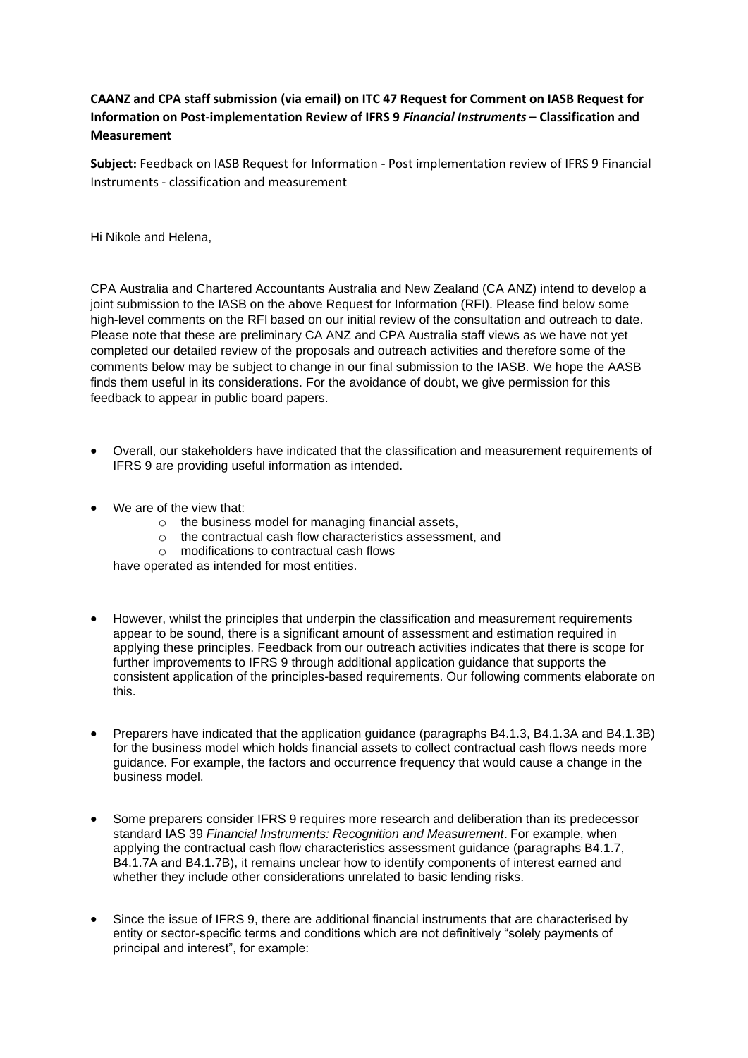**CAANZ and CPA staff submission (via email) on ITC 47 Request for Comment on IASB Request for Information on Post-implementation Review of IFRS 9 *Financial Instruments* – Classification and Measurement**

**Subject:** Feedback on IASB Request for Information - Post implementation review of IFRS 9 Financial Instruments - classification and measurement

Hi Nikole and Helena,

CPA Australia and Chartered Accountants Australia and New Zealand (CA ANZ) intend to develop a joint submission to the IASB on the above Request for Information (RFI). Please find below some high-level comments on the RFI based on our initial review of the consultation and outreach to date. Please note that these are preliminary CA ANZ and CPA Australia staff views as we have not yet completed our detailed review of the proposals and outreach activities and therefore some of the comments below may be subject to change in our final submission to the IASB. We hope the AASB finds them useful in its considerations. For the avoidance of doubt, we give permission for this feedback to appear in public board papers.

- Overall, our stakeholders have indicated that the classification and measurement requirements of IFRS 9 are providing useful information as intended.

- We are of the view that:
  - the business model for managing financial assets,
  - the contractual cash flow characteristics assessment, and
  - modifications to contractual cash flows

  have operated as intended for most entities.

- However, whilst the principles that underpin the classification and measurement requirements appear to be sound, there is a significant amount of assessment and estimation required in applying these principles. Feedback from our outreach activities indicates that there is scope for further improvements to IFRS 9 through additional application guidance that supports the consistent application of the principles-based requirements. Our following comments elaborate on this.

- Preparers have indicated that the application guidance (paragraphs B4.1.3, B4.1.3A and B4.1.3B) for the business model which holds financial assets to collect contractual cash flows needs more guidance. For example, the factors and occurrence frequency that would cause a change in the business model.

- Some preparers consider IFRS 9 requires more research and deliberation than its predecessor standard IAS 39 *Financial Instruments: Recognition and Measurement*. For example, when applying the contractual cash flow characteristics assessment guidance (paragraphs B4.1.7, B4.1.7A and B4.1.7B), it remains unclear how to identify components of interest earned and whether they include other considerations unrelated to basic lending risks.

- Since the issue of IFRS 9, there are additional financial instruments that are characterised by entity or sector-specific terms and conditions which are not definitively "solely payments of principal and interest", for example: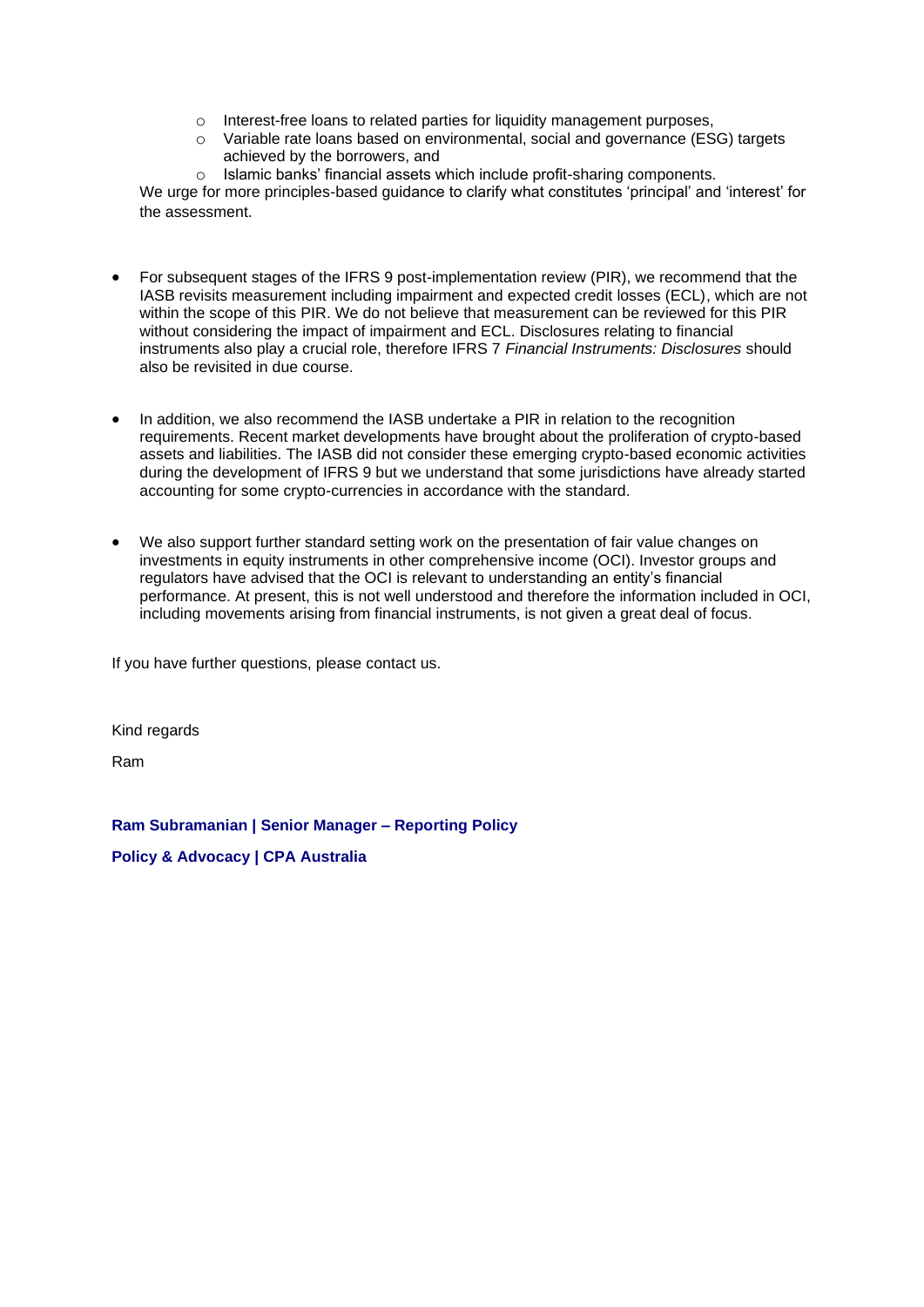- Interest-free loans to related parties for liquidity management purposes,
  - Variable rate loans based on environmental, social and governance (ESG) targets achieved by the borrowers, and
  - Islamic banks' financial assets which include profit-sharing components.

  We urge for more principles-based guidance to clarify what constitutes 'principal' and 'interest' for the assessment.

- For subsequent stages of the IFRS 9 post-implementation review (PIR), we recommend that the IASB revisits measurement including impairment and expected credit losses (ECL), which are not within the scope of this PIR. We do not believe that measurement can be reviewed for this PIR without considering the impact of impairment and ECL. Disclosures relating to financial instruments also play a crucial role, therefore IFRS 7 *Financial Instruments: Disclosures* should also be revisited in due course.

- In addition, we also recommend the IASB undertake a PIR in relation to the recognition requirements. Recent market developments have brought about the proliferation of crypto-based assets and liabilities. The IASB did not consider these emerging crypto-based economic activities during the development of IFRS 9 but we understand that some jurisdictions have already started accounting for some crypto-currencies in accordance with the standard.

- We also support further standard setting work on the presentation of fair value changes on investments in equity instruments in other comprehensive income (OCI). Investor groups and regulators have advised that the OCI is relevant to understanding an entity's financial performance. At present, this is not well understood and therefore the information included in OCI, including movements arising from financial instruments, is not given a great deal of focus.

If you have further questions, please contact us.

Kind regards

Ram

**Ram Subramanian | Senior Manager – Reporting Policy**

**Policy & Advocacy | CPA Australia**